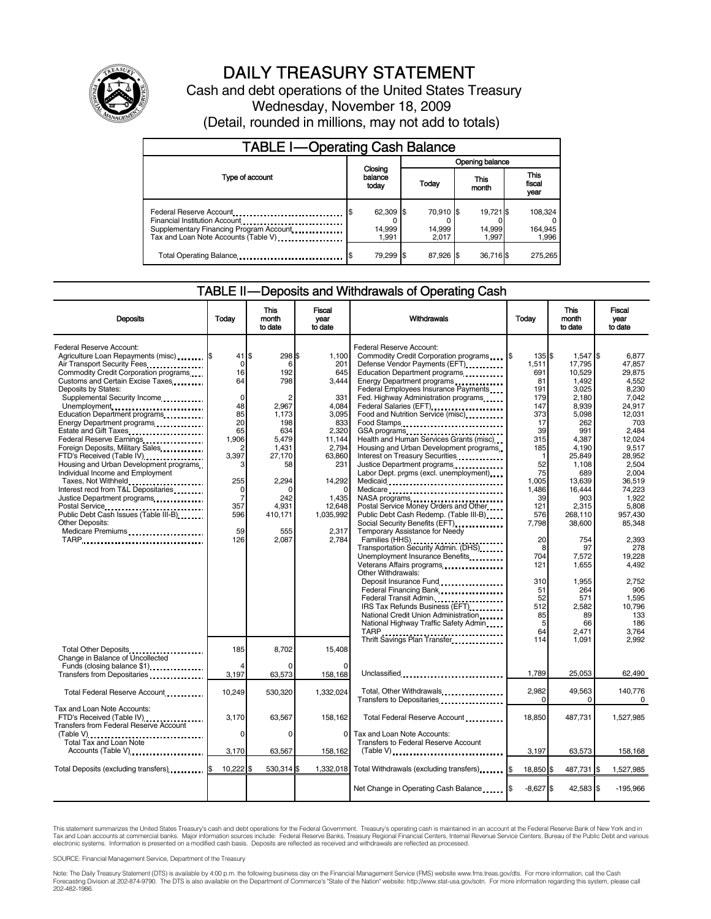# DAILY TREASURY STATEMENT

Cash and debt operations of the United States Treasury

Wednesday, November 18, 2009

(Detail, rounded in millions, may not add to totals)

## TABLE I—Operating Cash Balance

| Type of account | Closing balance today | Opening balance Today | Opening balance This month | Opening balance This fiscal year |
|---|---|---|---|---|
| Federal Reserve Account | $ 62,309 | $ 70,910 | $ 19,721 | $ 108,324 |
| Financial Institution Account | 0 | 0 | 0 | 0 |
| Supplementary Financing Program Account | 14,999 | 14,999 | 14,999 | 164,945 |
| Tax and Loan Note Accounts (Table V) | 1,991 | 2,017 | 1,997 | 1,996 |
| Total Operating Balance | $ 79,299 | $ 87,926 | $ 36,716 | $ 275,265 |

## TABLE II—Deposits and Withdrawals of Operating Cash

| Deposits | Today | This month to date | Fiscal year to date |
|---|---|---|---|
| Federal Reserve Account: | | | |
| Agriculture Loan Repayments (misc) | $ 41 | $ 298 | $ 1,100 |
| Air Transport Security Fees | 0 | 6 | 201 |
| Commodity Credit Corporation programs | 16 | 192 | 645 |
| Customs and Certain Excise Taxes | 64 | 798 | 3,444 |
| Deposits by States: | | | |
| Supplemental Security Income | 0 | 2 | 331 |
| Unemployment | 48 | 2,967 | 4,084 |
| Education Department programs | 85 | 1,173 | 3,095 |
| Energy Department programs | 20 | 198 | 833 |
| Estate and Gift Taxes | 65 | 634 | 2,320 |
| Federal Reserve Earnings | 1,906 | 5,479 | 11,144 |
| Foreign Deposits, Military Sales | 2 | 1,431 | 2,794 |
| FTD's Received (Table IV) | 3,397 | 27,170 | 63,860 |
| Housing and Urban Development programs | 3 | 58 | 231 |
| Individual Income and Employment Taxes, Not Withheld | 255 | 2,294 | 14,292 |
| Interest recd from T&L Depositaries | 0 | 0 | 0 |
| Justice Department programs | 7 | 242 | 1,435 |
| Postal Service | 357 | 4,931 | 12,648 |
| Public Debt Cash Issues (Table III-B) | 596 | 410,171 | 1,035,992 |
| Other Deposits: | | | |
| Medicare Premiums | 59 | 555 | 2,317 |
| TARP | 126 | 2,087 | 2,784 |
| Total Other Deposits | 185 | 8,702 | 15,408 |
| Change in Balance of Uncollected Funds (closing balance $1) | 4 | 0 | 0 |
| Transfers from Depositaries | 3,197 | 63,573 | 158,168 |
| Total Federal Reserve Account | 10,249 | 530,320 | 1,332,024 |
| Tax and Loan Note Accounts: | | | |
| FTD's Received (Table IV) | 3,170 | 63,567 | 158,162 |
| Transfers from Federal Reserve Account (Table V) | 0 | 0 | 0 |
| Total Tax and Loan Note Accounts (Table V) | 3,170 | 63,567 | 158,162 |
| Total Deposits (excluding transfers) | $ 10,222 | $ 530,314 | $ 1,332,018 |

| Withdrawals | Today | This month to date | Fiscal year to date |
|---|---|---|---|
| Federal Reserve Account: | | | |
| Commodity Credit Corporation programs | $ 135 | $ 1,547 | $ 6,877 |
| Defense Vendor Payments (EFT) | 1,511 | 17,795 | 47,857 |
| Education Department programs | 691 | 10,529 | 29,875 |
| Energy Department programs | 81 | 1,492 | 4,552 |
| Federal Employees Insurance Payments | 191 | 3,025 | 8,230 |
| Fed. Highway Administration programs | 179 | 2,180 | 7,042 |
| Federal Salaries (EFT) | 147 | 8,939 | 24,917 |
| Food and Nutrition Service (misc) | 373 | 5,098 | 12,031 |
| Food Stamps | 17 | 262 | 703 |
| GSA programs | 39 | 991 | 2,484 |
| Health and Human Services Grants (misc) | 315 | 4,387 | 12,024 |
| Housing and Urban Development programs | 185 | 4,190 | 9,517 |
| Interest on Treasury Securities | 1 | 25,849 | 28,952 |
| Justice Department programs | 52 | 1,108 | 2,504 |
| Labor Dept. prgms (excl. unemployment) | 75 | 689 | 2,004 |
| Medicaid | 1,005 | 13,639 | 36,519 |
| Medicare | 1,486 | 16,444 | 74,223 |
| NASA programs | 39 | 903 | 1,922 |
| Postal Service Money Orders and Other | 121 | 2,315 | 5,808 |
| Public Debt Cash Redemp. (Table III-B) | 576 | 268,110 | 957,430 |
| Social Security Benefits (EFT) | 7,798 | 38,600 | 85,348 |
| Temporary Assistance for Needy Families (HHS) | 20 | 754 | 2,393 |
| Transportation Security Admin. (DHS) | 8 | 97 | 278 |
| Unemployment Insurance Benefits | 704 | 7,572 | 19,228 |
| Veterans Affairs programs | 121 | 1,655 | 4,492 |
| Other Withdrawals: | | | |
| Deposit Insurance Fund | 310 | 1,955 | 2,752 |
| Federal Financing Bank | 51 | 264 | 906 |
| Federal Transit Admin. | 52 | 571 | 1,595 |
| IRS Tax Refunds Business (EFT) | 512 | 2,582 | 10,796 |
| National Credit Union Administration | 85 | 89 | 133 |
| National Highway Traffic Safety Admin | 5 | 66 | 186 |
| TARP | 64 | 2,471 | 3,764 |
| Thrift Savings Plan Transfer | 114 | 1,091 | 2,992 |
| Unclassified | 1,789 | 25,053 | 62,490 |
| Total, Other Withdrawals | 2,982 | 49,563 | 140,776 |
| Transfers to Depositaries | 0 | 0 | 0 |
| Total Federal Reserve Account | 18,850 | 487,731 | 1,527,985 |
| Tax and Loan Note Accounts: | | | |
| Transfers to Federal Reserve Account (Table V) | 3,197 | 63,573 | 158,168 |
| Total Withdrawals (excluding transfers) | $ 18,850 | $ 487,731 | $ 1,527,985 |
| Net Change in Operating Cash Balance | $ -8,627 | $ 42,583 | $ -195,966 |

This statement summarizes the United States Treasury's cash and debt operations for the Federal Government. Treasury's operating cash is maintained in an account at the Federal Reserve Bank of New York and in Tax and Loan accounts at commercial banks. Major information sources include: Federal Reserve Banks, Treasury Regional Financial Centers, Internal Revenue Service Centers, Bureau of the Public Debt and various electronic systems. Information is presented on a modified cash basis. Deposits are reflected as received and withdrawals are reflected as processed.

SOURCE: Financial Management Service, Department of the Treasury

Note: The Daily Treasury Statement (DTS) is available by 4:00 p.m. the following business day on the Financial Management Service (FMS) website www.fms.treas.gov/dts. For more information, call the Cash Forecasting Division at 202-874-9790. The DTS is also available on the Department of Commerce's "State of the Nation" website: http://www.stat-usa.gov/sotn. For more information regarding this system, please call 202-482-1986.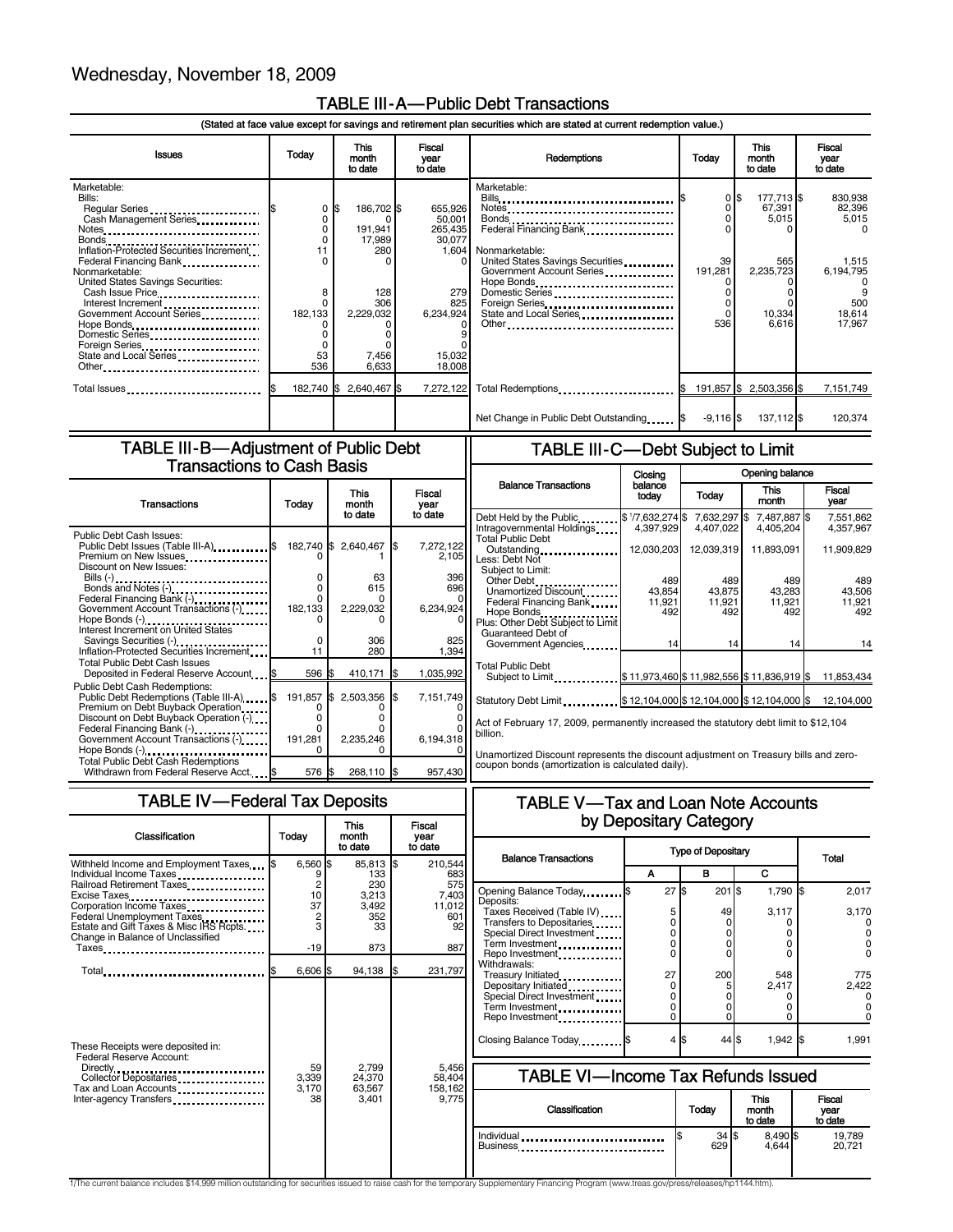Wednesday, November 18, 2009

## TABLE III-A—Public Debt Transactions

(Stated at face value except for savings and retirement plan securities which are stated at current redemption value.)

| Issues | Today | This month to date | Fiscal year to date |
|---|---|---|---|
| Marketable: | | | |
| Bills: | | | |
| Regular Series | $ 0 | $ 186,702 | $ 655,926 |
| Cash Management Series | 0 | 0 | 50,001 |
| Notes | 0 | 191,941 | 265,435 |
| Bonds | 0 | 17,989 | 30,077 |
| Inflation-Protected Securities Increment | 11 | 280 | 1,604 |
| Federal Financing Bank | 0 | 0 | 0 |
| Nonmarketable: | | | |
| United States Savings Securities: | | | |
| Cash Issue Price | 8 | 128 | 279 |
| Interest Increment | 0 | 306 | 825 |
| Government Account Series | 182,133 | 2,229,032 | 6,234,924 |
| Hope Bonds | 0 | 0 | 0 |
| Domestic Series | 0 | 0 | 9 |
| Foreign Series | 0 | 0 | 0 |
| State and Local Series | 53 | 7,456 | 15,032 |
| Other | 536 | 6,633 | 18,008 |
| Total Issues | $ 182,740 | $ 2,640,467 | $ 7,272,122 |

| Redemptions | Today | This month to date | Fiscal year to date |
|---|---|---|---|
| Marketable: | | | |
| Bills | $ 0 | $ 177,713 | $ 830,938 |
| Notes | 0 | 67,391 | 82,396 |
| Bonds | 0 | 5,015 | 5,015 |
| Federal Financing Bank | 0 | 0 | 0 |
| Nonmarketable: | | | |
| United States Savings Securities | 39 | 565 | 1,515 |
| Government Account Series | 191,281 | 2,235,723 | 6,194,795 |
| Hope Bonds | 0 | 0 | 0 |
| Domestic Series | 0 | 0 | 9 |
| Foreign Series | 0 | 0 | 500 |
| State and Local Series | 0 | 10,334 | 18,614 |
| Other | 536 | 6,616 | 17,967 |
| Total Redemptions | $ 191,857 | $ 2,503,356 | $ 7,151,749 |
| Net Change in Public Debt Outstanding | $ -9,116 | $ 137,112 | $ 120,374 |

## TABLE III-B—Adjustment of Public Debt Transactions to Cash Basis

| Transactions | Today | This month to date | Fiscal year to date |
|---|---|---|---|
| Public Debt Cash Issues: | | | |
| Public Debt Issues (Table III-A) | $ 182,740 | $ 2,640,467 | $ 7,272,122 |
| Premium on New Issues | 0 | 1 | 2,105 |
| Discount on New Issues: | | | |
| Bills (-) | 0 | 63 | 396 |
| Bonds and Notes (-) | 0 | 615 | 696 |
| Federal Financing Bank (-) | 0 | 0 | 0 |
| Government Account Transactions (-) | 182,133 | 2,229,032 | 6,234,924 |
| Hope Bonds (-) | 0 | 0 | 0 |
| Interest Increment on United States Savings Securities (-) | 0 | 306 | 825 |
| Inflation-Protected Securities Increment | 11 | 280 | 1,394 |
| Total Public Debt Cash Issues Deposited in Federal Reserve Account | $ 596 | $ 410,171 | $ 1,035,992 |
| Public Debt Cash Redemptions: | | | |
| Public Debt Redemptions (Table III-A) | $ 191,857 | $ 2,503,356 | $ 7,151,749 |
| Premium on Debt Buyback Operation | 0 | 0 | 0 |
| Discount on Debt Buyback Operation (-) | 0 | 0 | 0 |
| Federal Financing Bank (-) | 0 | 0 | 0 |
| Government Account Transactions (-) | 191,281 | 2,235,246 | 6,194,318 |
| Hope Bonds (-) | 0 | 0 | 0 |
| Total Public Debt Cash Redemptions Withdrawn from Federal Reserve Acct. | $ 576 | $ 268,110 | $ 957,430 |

## TABLE III-C—Debt Subject to Limit

| Balance Transactions | Closing balance today | Opening balance | | |
|---|---|---|---|---|
| | | Today | This month | Fiscal year |
| Debt Held by the Public | $ [1]7,632,274 | $ 7,632,297 | $ 7,487,887 | $ 7,551,862 |
| Intragovernmental Holdings | 4,397,929 | 4,407,022 | 4,405,204 | 4,357,967 |
| Total Public Debt Outstanding | 12,030,203 | 12,039,319 | 11,893,091 | 11,909,829 |
| Less: Debt Not Subject to Limit: | | | | |
| Other Debt | 489 | 489 | 489 | 489 |
| Unamortized Discount | 43,854 | 43,875 | 43,283 | 43,506 |
| Federal Financing Bank | 11,921 | 11,921 | 11,921 | 11,921 |
| Hope Bonds | 492 | 492 | 492 | 492 |
| Plus: Other Debt Subject to Limit | | | | |
| Guaranteed Debt of Government Agencies | 14 | 14 | 14 | 14 |
| Total Public Debt Subject to Limit | $ 11,973,460 | $ 11,982,556 | $ 11,836,919 | $ 11,853,434 |
| Statutory Debt Limit | $ 12,104,000 | $ 12,104,000 | $ 12,104,000 | $ 12,104,000 |

Act of February 17, 2009, permanently increased the statutory debt limit to $12,104 billion.

Unamortized Discount represents the discount adjustment on Treasury bills and zero-coupon bonds (amortization is calculated daily).

## TABLE IV—Federal Tax Deposits

| Classification | Today | This month to date | Fiscal year to date |
|---|---|---|---|
| Withheld Income and Employment Taxes | $ 6,560 | $ 85,813 | $ 210,544 |
| Individual Income Taxes | 9 | 133 | 683 |
| Railroad Retirement Taxes | 2 | 230 | 575 |
| Excise Taxes | 10 | 3,213 | 7,403 |
| Corporation Income Taxes | 37 | 3,492 | 11,012 |
| Federal Unemployment Taxes | 2 | 352 | 601 |
| Estate and Gift Taxes & Misc IRS Rcpts. | 3 | 33 | 92 |
| Change in Balance of Unclassified Taxes | -19 | 873 | 887 |
| Total | $ 6,606 | $ 94,138 | $ 231,797 |
| These Receipts were deposited in: | | | |
| Federal Reserve Account: | | | |
| Directly | 59 | 2,799 | 5,456 |
| Collector Depositaries | 3,339 | 24,370 | 58,404 |
| Tax and Loan Accounts | 3,170 | 63,567 | 158,162 |
| Inter-agency Transfers | 38 | 3,401 | 9,775 |

## TABLE V—Tax and Loan Note Accounts by Depositary Category

| Balance Transactions | Type of Depositary | | | Total |
|---|---|---|---|---|
| | A | B | C | |
| Opening Balance Today | $ 27 | $ 201 | $ 1,790 | $ 2,017 |
| Deposits: | | | | |
| Taxes Received (Table IV) | 5 | 49 | 3,117 | 3,170 |
| Transfers to Depositaries | 0 | 0 | 0 | 0 |
| Special Direct Investment | 0 | 0 | 0 | 0 |
| Term Investment | 0 | 0 | 0 | 0 |
| Repo Investment | 0 | 0 | 0 | 0 |
| Withdrawals: | | | | |
| Treasury Initiated | 27 | 200 | 548 | 775 |
| Depositary Initiated | 0 | 5 | 2,417 | 2,422 |
| Special Direct Investment | 0 | 0 | 0 | 0 |
| Term Investment | 0 | 0 | 0 | 0 |
| Repo Investment | 0 | 0 | 0 | 0 |
| Closing Balance Today | $ 4 | $ 44 | $ 1,942 | $ 1,991 |

## TABLE VI—Income Tax Refunds Issued

| Classification | Today | This month to date | Fiscal year to date |
|---|---|---|---|
| Individual | $ 34 | $ 8,490 | $ 19,789 |
| Business | 629 | 4,644 | 20,721 |

[1]The current balance includes $14,999 million outstanding for securities issued to raise cash for the temporary Supplementary Financing Program (www.treas.gov/press/releases/hp1144.htm).